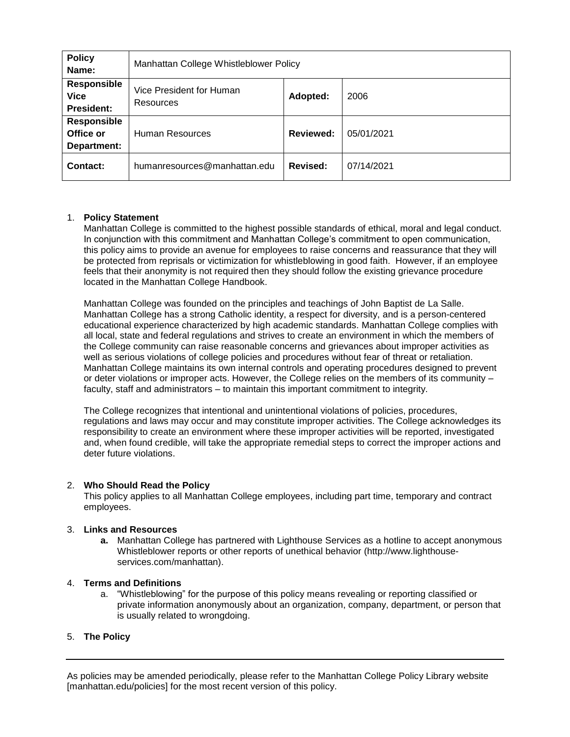| **Policy Name:** | Manhattan College Whistleblower Policy | | |
|---|---|---|---|
| **Responsible Vice President:** | Vice President for Human Resources | **Adopted:** | 2006 |
| **Responsible Office or Department:** | Human Resources | **Reviewed:** | 05/01/2021 |
| **Contact:** | humanresources@manhattan.edu | **Revised:** | 07/14/2021 |

1. **Policy Statement**

   Manhattan College is committed to the highest possible standards of ethical, moral and legal conduct. In conjunction with this commitment and Manhattan College's commitment to open communication, this policy aims to provide an avenue for employees to raise concerns and reassurance that they will be protected from reprisals or victimization for whistleblowing in good faith. However, if an employee feels that their anonymity is not required then they should follow the existing grievance procedure located in the Manhattan College Handbook.

   Manhattan College was founded on the principles and teachings of John Baptist de La Salle. Manhattan College has a strong Catholic identity, a respect for diversity, and is a person-centered educational experience characterized by high academic standards. Manhattan College complies with all local, state and federal regulations and strives to create an environment in which the members of the College community can raise reasonable concerns and grievances about improper activities as well as serious violations of college policies and procedures without fear of threat or retaliation. Manhattan College maintains its own internal controls and operating procedures designed to prevent or deter violations or improper acts. However, the College relies on the members of its community – faculty, staff and administrators – to maintain this important commitment to integrity.

   The College recognizes that intentional and unintentional violations of policies, procedures, regulations and laws may occur and may constitute improper activities. The College acknowledges its responsibility to create an environment where these improper activities will be reported, investigated and, when found credible, will take the appropriate remedial steps to correct the improper actions and deter future violations.

2. **Who Should Read the Policy**

   This policy applies to all Manhattan College employees, including part time, temporary and contract employees.

3. **Links and Resources**
   
   **a.** Manhattan College has partnered with Lighthouse Services as a hotline to accept anonymous Whistleblower reports or other reports of unethical behavior (http://www.lighthouse-services.com/manhattan).

4. **Terms and Definitions**
   
   a. "Whistleblowing" for the purpose of this policy means revealing or reporting classified or private information anonymously about an organization, company, department, or person that is usually related to wrongdoing.

5. **The Policy**

As policies may be amended periodically, please refer to the Manhattan College Policy Library website [manhattan.edu/policies] for the most recent version of this policy.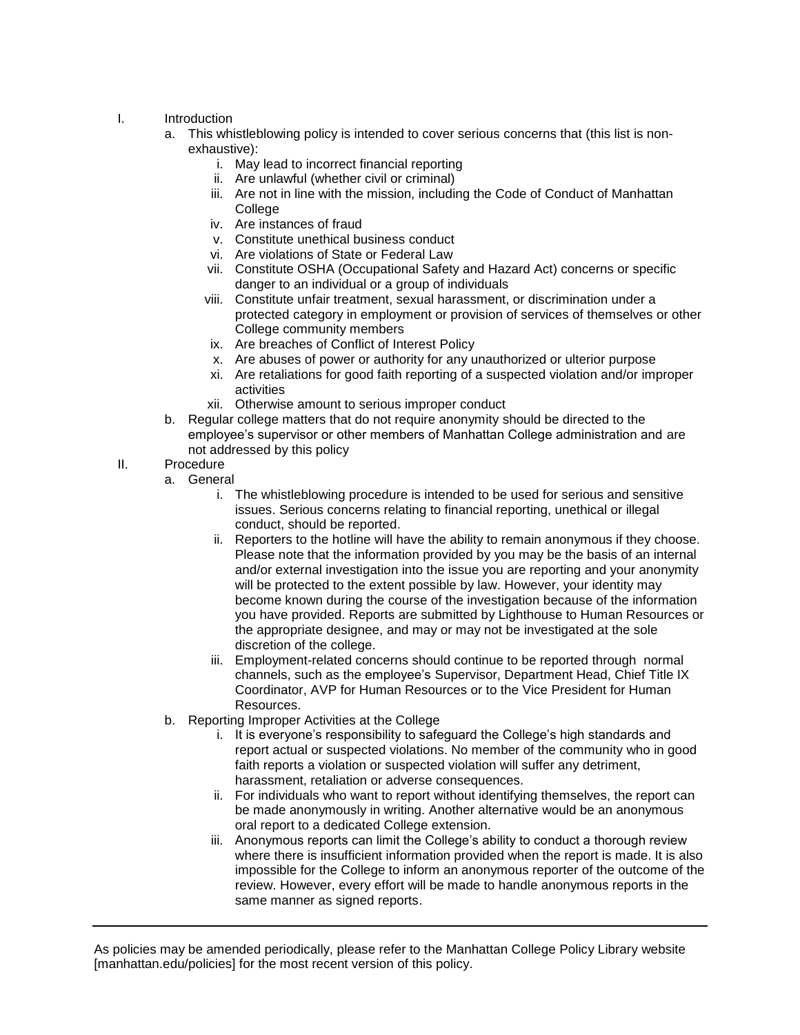I. Introduction
   a. This whistleblowing policy is intended to cover serious concerns that (this list is non-exhaustive):
      i. May lead to incorrect financial reporting
      ii. Are unlawful (whether civil or criminal)
      iii. Are not in line with the mission, including the Code of Conduct of Manhattan College
      iv. Are instances of fraud
      v. Constitute unethical business conduct
      vi. Are violations of State or Federal Law
      vii. Constitute OSHA (Occupational Safety and Hazard Act) concerns or specific danger to an individual or a group of individuals
      viii. Constitute unfair treatment, sexual harassment, or discrimination under a protected category in employment or provision of services of themselves or other College community members
      ix. Are breaches of Conflict of Interest Policy
      x. Are abuses of power or authority for any unauthorized or ulterior purpose
      xi. Are retaliations for good faith reporting of a suspected violation and/or improper activities
      xii. Otherwise amount to serious improper conduct
   b. Regular college matters that do not require anonymity should be directed to the employee's supervisor or other members of Manhattan College administration and are not addressed by this policy

II. Procedure
   a. General
      i. The whistleblowing procedure is intended to be used for serious and sensitive issues. Serious concerns relating to financial reporting, unethical or illegal conduct, should be reported.
      ii. Reporters to the hotline will have the ability to remain anonymous if they choose. Please note that the information provided by you may be the basis of an internal and/or external investigation into the issue you are reporting and your anonymity will be protected to the extent possible by law. However, your identity may become known during the course of the investigation because of the information you have provided. Reports are submitted by Lighthouse to Human Resources or the appropriate designee, and may or may not be investigated at the sole discretion of the college.
      iii. Employment-related concerns should continue to be reported through normal channels, such as the employee's Supervisor, Department Head, Chief Title IX Coordinator, AVP for Human Resources or to the Vice President for Human Resources.
   b. Reporting Improper Activities at the College
      i. It is everyone's responsibility to safeguard the College's high standards and report actual or suspected violations. No member of the community who in good faith reports a violation or suspected violation will suffer any detriment, harassment, retaliation or adverse consequences.
      ii. For individuals who want to report without identifying themselves, the report can be made anonymously in writing. Another alternative would be an anonymous oral report to a dedicated College extension.
      iii. Anonymous reports can limit the College's ability to conduct a thorough review where there is insufficient information provided when the report is made. It is also impossible for the College to inform an anonymous reporter of the outcome of the review. However, every effort will be made to handle anonymous reports in the same manner as signed reports.

---

As policies may be amended periodically, please refer to the Manhattan College Policy Library website [manhattan.edu/policies] for the most recent version of this policy.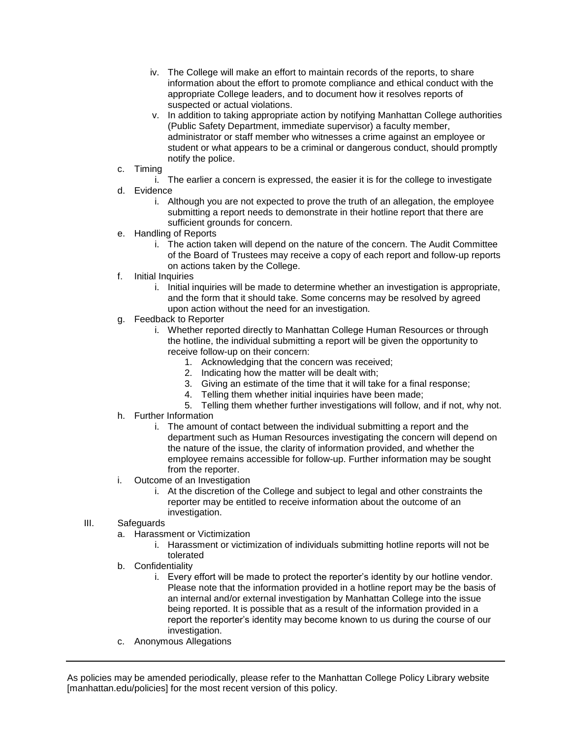iv. The College will make an effort to maintain records of the reports, to share information about the effort to promote compliance and ethical conduct with the appropriate College leaders, and to document how it resolves reports of suspected or actual violations.
   v. In addition to taking appropriate action by notifying Manhattan College authorities (Public Safety Department, immediate supervisor) a faculty member, administrator or staff member who witnesses a crime against an employee or student or what appears to be a criminal or dangerous conduct, should promptly notify the police.

c. Timing
   i. The earlier a concern is expressed, the easier it is for the college to investigate

d. Evidence
   i. Although you are not expected to prove the truth of an allegation, the employee submitting a report needs to demonstrate in their hotline report that there are sufficient grounds for concern.

e. Handling of Reports
   i. The action taken will depend on the nature of the concern. The Audit Committee of the Board of Trustees may receive a copy of each report and follow-up reports on actions taken by the College.

f. Initial Inquiries
   i. Initial inquiries will be made to determine whether an investigation is appropriate, and the form that it should take. Some concerns may be resolved by agreed upon action without the need for an investigation.

g. Feedback to Reporter
   i. Whether reported directly to Manhattan College Human Resources or through the hotline, the individual submitting a report will be given the opportunity to receive follow-up on their concern:
      1. Acknowledging that the concern was received;
      2. Indicating how the matter will be dealt with;
      3. Giving an estimate of the time that it will take for a final response;
      4. Telling them whether initial inquiries have been made;
      5. Telling them whether further investigations will follow, and if not, why not.

h. Further Information
   i. The amount of contact between the individual submitting a report and the department such as Human Resources investigating the concern will depend on the nature of the issue, the clarity of information provided, and whether the employee remains accessible for follow-up. Further information may be sought from the reporter.

i. Outcome of an Investigation
   i. At the discretion of the College and subject to legal and other constraints the reporter may be entitled to receive information about the outcome of an investigation.

III. Safeguards

a. Harassment or Victimization
   i. Harassment or victimization of individuals submitting hotline reports will not be tolerated

b. Confidentiality
   i. Every effort will be made to protect the reporter's identity by our hotline vendor. Please note that the information provided in a hotline report may be the basis of an internal and/or external investigation by Manhattan College into the issue being reported. It is possible that as a result of the information provided in a report the reporter's identity may become known to us during the course of our investigation.

c. Anonymous Allegations

---

As policies may be amended periodically, please refer to the Manhattan College Policy Library website [manhattan.edu/policies] for the most recent version of this policy.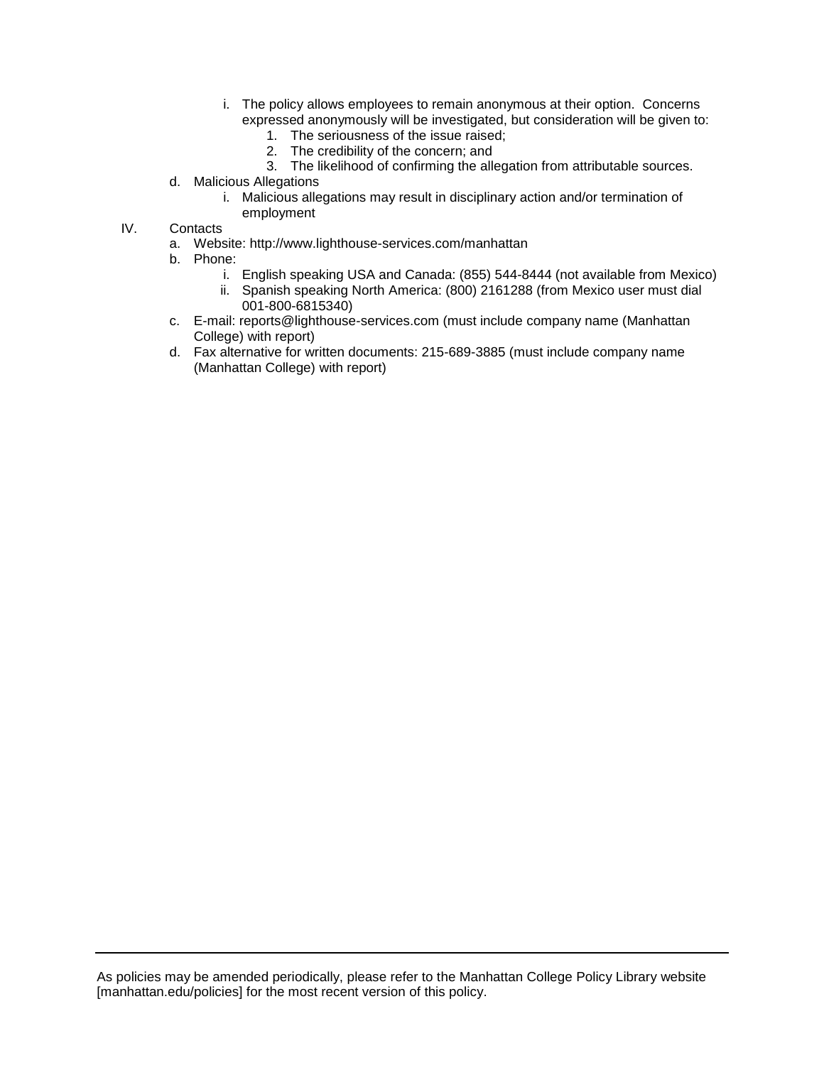i. The policy allows employees to remain anonymous at their option. Concerns expressed anonymously will be investigated, but consideration will be given to:
         1. The seriousness of the issue raised;
         2. The credibility of the concern; and
         3. The likelihood of confirming the allegation from attributable sources.

   d. Malicious Allegations
      i. Malicious allegations may result in disciplinary action and/or termination of employment

IV. Contacts
   a. Website: http://www.lighthouse-services.com/manhattan
   b. Phone:
      i. English speaking USA and Canada: (855) 544-8444 (not available from Mexico)
      ii. Spanish speaking North America: (800) 2161288 (from Mexico user must dial 001-800-6815340)
   c. E-mail: reports@lighthouse-services.com (must include company name (Manhattan College) with report)
   d. Fax alternative for written documents: 215-689-3885 (must include company name (Manhattan College) with report)

---

As policies may be amended periodically, please refer to the Manhattan College Policy Library website [manhattan.edu/policies] for the most recent version of this policy.